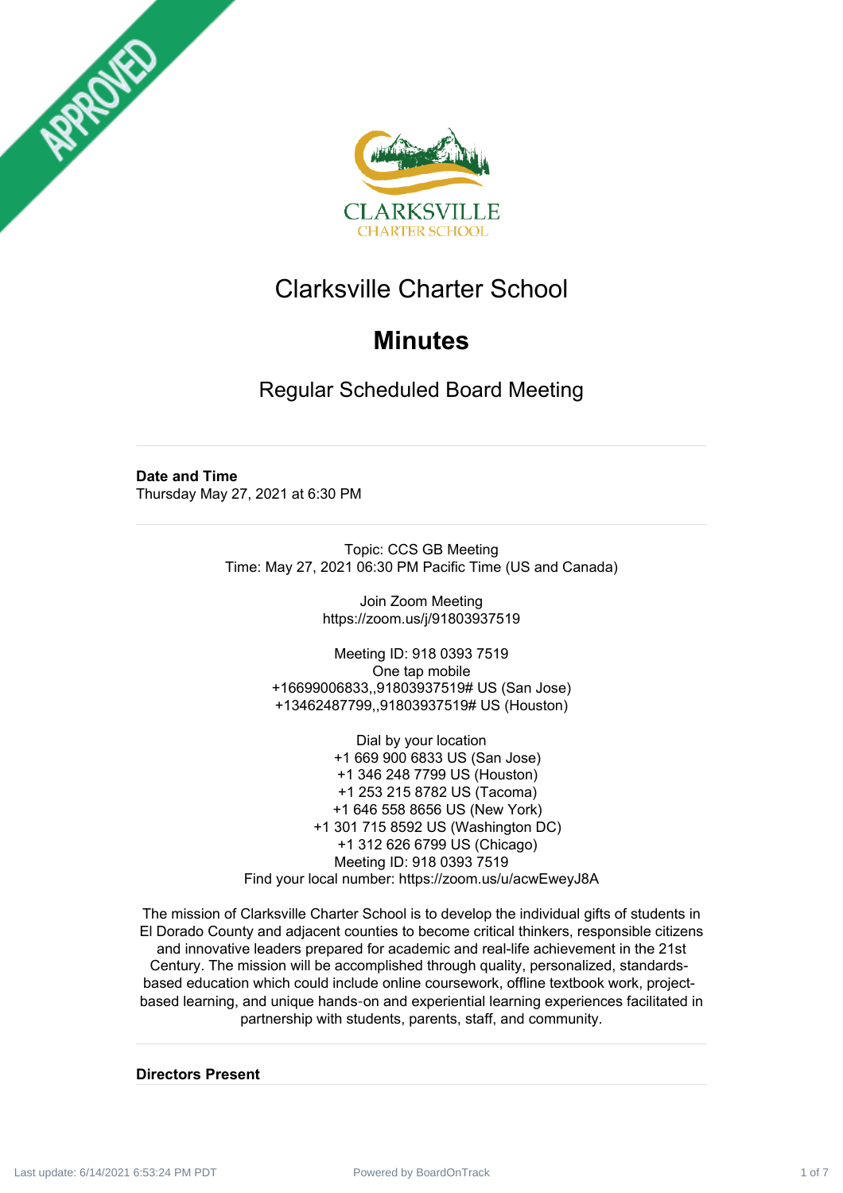APPROVED

CLARKSVILLE
CHARTER SCHOOL

# Clarksville Charter School

## Minutes

### Regular Scheduled Board Meeting

---

**Date and Time**
Thursday May 27, 2021 at 6:30 PM

---

Topic: CCS GB Meeting
Time: May 27, 2021 06:30 PM Pacific Time (US and Canada)

Join Zoom Meeting
https://zoom.us/j/91803937519

Meeting ID: 918 0393 7519
One tap mobile
+16699006833,,91803937519# US (San Jose)
+13462487799,,91803937519# US (Houston)

Dial by your location
+1 669 900 6833 US (San Jose)
+1 346 248 7799 US (Houston)
+1 253 215 8782 US (Tacoma)
+1 646 558 8656 US (New York)
+1 301 715 8592 US (Washington DC)
+1 312 626 6799 US (Chicago)
Meeting ID: 918 0393 7519
Find your local number: https://zoom.us/u/acwEweyJ8A

The mission of Clarksville Charter School is to develop the individual gifts of students in El Dorado County and adjacent counties to become critical thinkers, responsible citizens and innovative leaders prepared for academic and real-life achievement in the 21st Century. The mission will be accomplished through quality, personalized, standards-based education which could include online coursework, offline textbook work, project-based learning, and unique hands-on and experiential learning experiences facilitated in partnership with students, parents, staff, and community.

---

**Directors Present**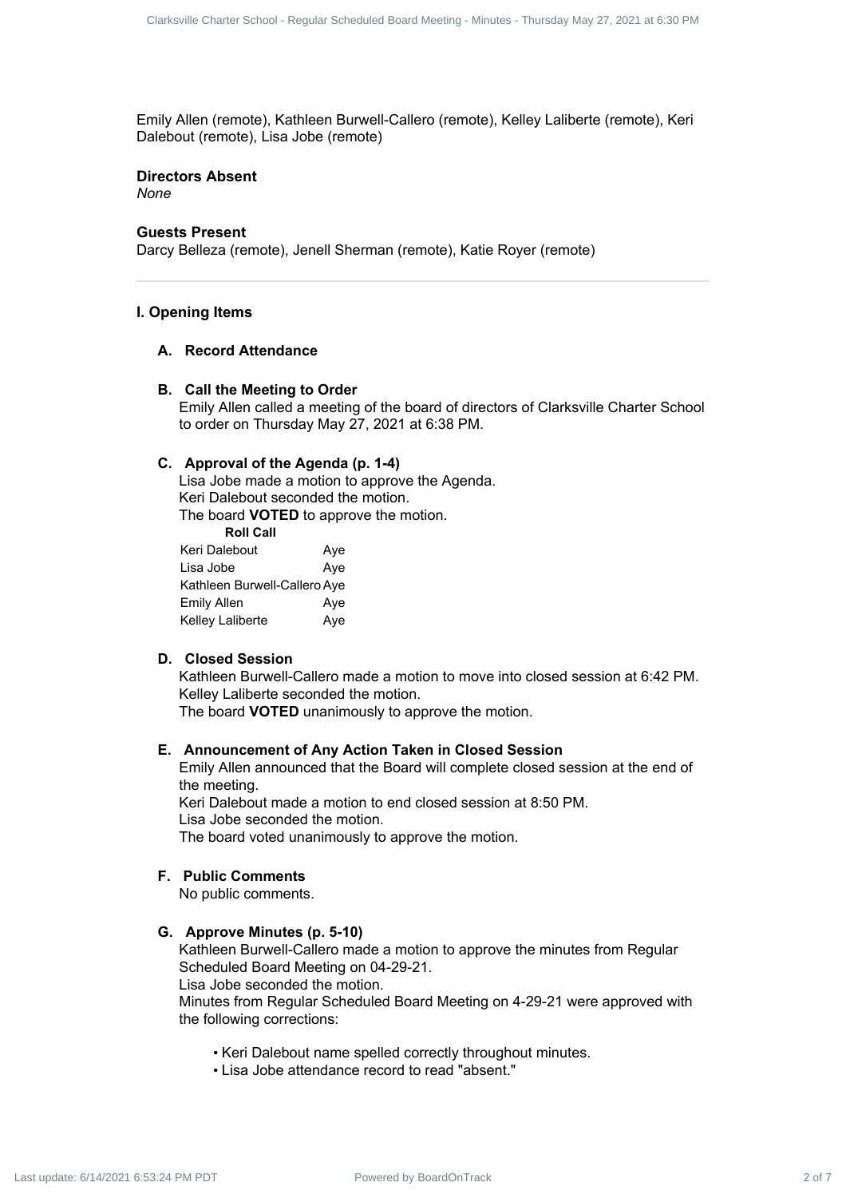Emily Allen (remote), Kathleen Burwell-Callero (remote), Kelley Laliberte (remote), Keri Dalebout (remote), Lisa Jobe (remote)

### Directors Absent

*None*

### Guests Present

Darcy Belleza (remote), Jenell Sherman (remote), Katie Royer (remote)

---

## I. Opening Items

### A. Record Attendance

### B. Call the Meeting to Order

Emily Allen called a meeting of the board of directors of Clarksville Charter School to order on Thursday May 27, 2021 at 6:38 PM.

### C. Approval of the Agenda (p. 1-4)

Lisa Jobe made a motion to approve the Agenda.
Keri Dalebout seconded the motion.
The board **VOTED** to approve the motion.

| Roll Call | |
|---|---|
| Keri Dalebout | Aye |
| Lisa Jobe | Aye |
| Kathleen Burwell-Callero | Aye |
| Emily Allen | Aye |
| Kelley Laliberte | Aye |

### D. Closed Session

Kathleen Burwell-Callero made a motion to move into closed session at 6:42 PM.
Kelley Laliberte seconded the motion.
The board **VOTED** unanimously to approve the motion.

### E. Announcement of Any Action Taken in Closed Session

Emily Allen announced that the Board will complete closed session at the end of the meeting.
Keri Dalebout made a motion to end closed session at 8:50 PM.
Lisa Jobe seconded the motion.
The board voted unanimously to approve the motion.

### F. Public Comments

No public comments.

### G. Approve Minutes (p. 5-10)

Kathleen Burwell-Callero made a motion to approve the minutes from Regular Scheduled Board Meeting on 04-29-21.
Lisa Jobe seconded the motion.
Minutes from Regular Scheduled Board Meeting on 4-29-21 were approved with the following corrections:

- Keri Dalebout name spelled correctly throughout minutes.
- Lisa Jobe attendance record to read "absent."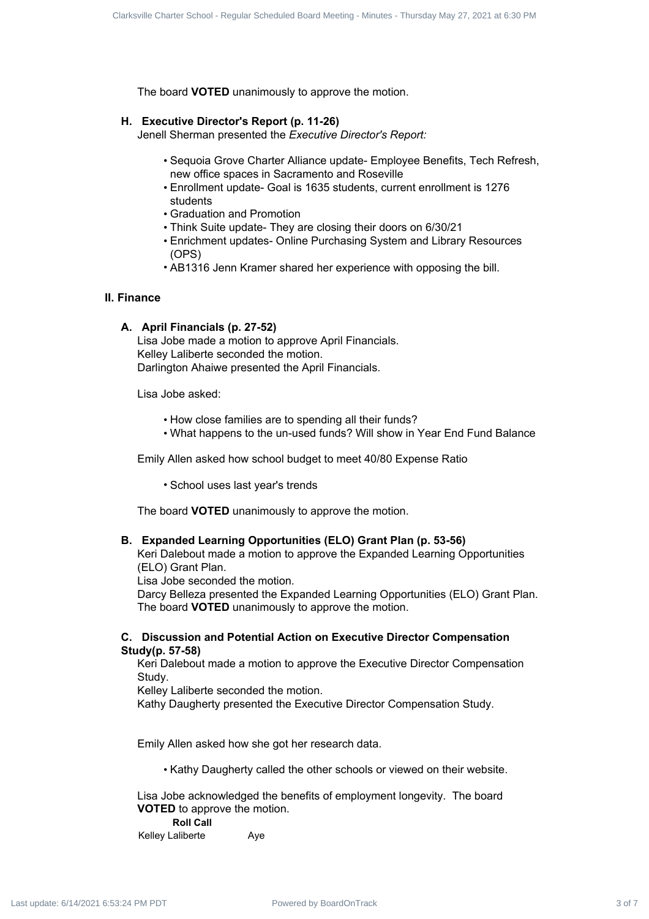The board **VOTED** unanimously to approve the motion.

### H. Executive Director's Report (p. 11-26)

Jenell Sherman presented the *Executive Director's Report:*

- Sequoia Grove Charter Alliance update- Employee Benefits, Tech Refresh, new office spaces in Sacramento and Roseville
- Enrollment update- Goal is 1635 students, current enrollment is 1276 students
- Graduation and Promotion
- Think Suite update- They are closing their doors on 6/30/21
- Enrichment updates- Online Purchasing System and Library Resources (OPS)
- AB1316 Jenn Kramer shared her experience with opposing the bill.

## II. Finance

### A. April Financials (p. 27-52)

Lisa Jobe made a motion to approve April Financials.
Kelley Laliberte seconded the motion.
Darlington Ahaiwe presented the April Financials.

Lisa Jobe asked:

- How close families are to spending all their funds?
- What happens to the un-used funds? Will show in Year End Fund Balance

Emily Allen asked how school budget to meet 40/80 Expense Ratio

- School uses last year's trends

The board **VOTED** unanimously to approve the motion.

### B. Expanded Learning Opportunities (ELO) Grant Plan (p. 53-56)

Keri Dalebout made a motion to approve the Expanded Learning Opportunities (ELO) Grant Plan.
Lisa Jobe seconded the motion.
Darcy Belleza presented the Expanded Learning Opportunities (ELO) Grant Plan.
The board **VOTED** unanimously to approve the motion.

### C. Discussion and Potential Action on Executive Director Compensation Study(p. 57-58)

Keri Dalebout made a motion to approve the Executive Director Compensation Study.
Kelley Laliberte seconded the motion.
Kathy Daugherty presented the Executive Director Compensation Study.

Emily Allen asked how she got her research data.

- Kathy Daugherty called the other schools or viewed on their website.

Lisa Jobe acknowledged the benefits of employment longevity. The board **VOTED** to approve the motion.

**Roll Call**

| | |
|---|---|
| Kelley Laliberte | Aye |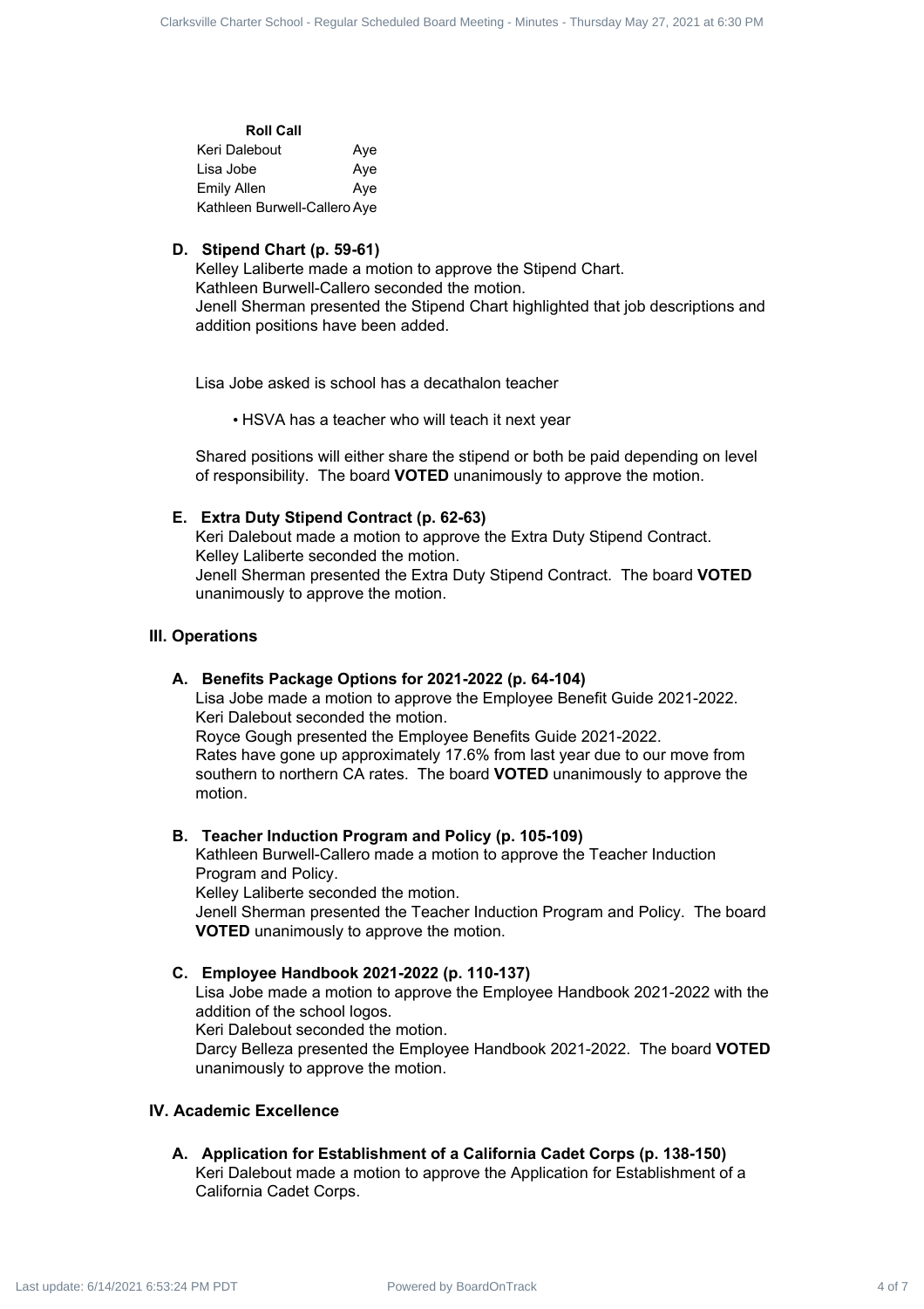**Roll Call**

| | |
|---|---|
| Keri Dalebout | Aye |
| Lisa Jobe | Aye |
| Emily Allen | Aye |
| Kathleen Burwell-Callero | Aye |

**D. Stipend Chart (p. 59-61)**

Kelley Laliberte made a motion to approve the Stipend Chart.
Kathleen Burwell-Callero seconded the motion.
Jenell Sherman presented the Stipend Chart highlighted that job descriptions and addition positions have been added.

Lisa Jobe asked is school has a decathalon teacher

- HSVA has a teacher who will teach it next year

Shared positions will either share the stipend or both be paid depending on level of responsibility. The board **VOTED** unanimously to approve the motion.

**E. Extra Duty Stipend Contract (p. 62-63)**

Keri Dalebout made a motion to approve the Extra Duty Stipend Contract.
Kelley Laliberte seconded the motion.
Jenell Sherman presented the Extra Duty Stipend Contract. The board **VOTED** unanimously to approve the motion.

## III. Operations

**A. Benefits Package Options for 2021-2022 (p. 64-104)**

Lisa Jobe made a motion to approve the Employee Benefit Guide 2021-2022.
Keri Dalebout seconded the motion.
Royce Gough presented the Employee Benefits Guide 2021-2022.
Rates have gone up approximately 17.6% from last year due to our move from southern to northern CA rates. The board **VOTED** unanimously to approve the motion.

**B. Teacher Induction Program and Policy (p. 105-109)**

Kathleen Burwell-Callero made a motion to approve the Teacher Induction Program and Policy.
Kelley Laliberte seconded the motion.
Jenell Sherman presented the Teacher Induction Program and Policy. The board **VOTED** unanimously to approve the motion.

**C. Employee Handbook 2021-2022 (p. 110-137)**

Lisa Jobe made a motion to approve the Employee Handbook 2021-2022 with the addition of the school logos.
Keri Dalebout seconded the motion.
Darcy Belleza presented the Employee Handbook 2021-2022. The board **VOTED** unanimously to approve the motion.

## IV. Academic Excellence

**A. Application for Establishment of a California Cadet Corps (p. 138-150)**

Keri Dalebout made a motion to approve the Application for Establishment of a California Cadet Corps.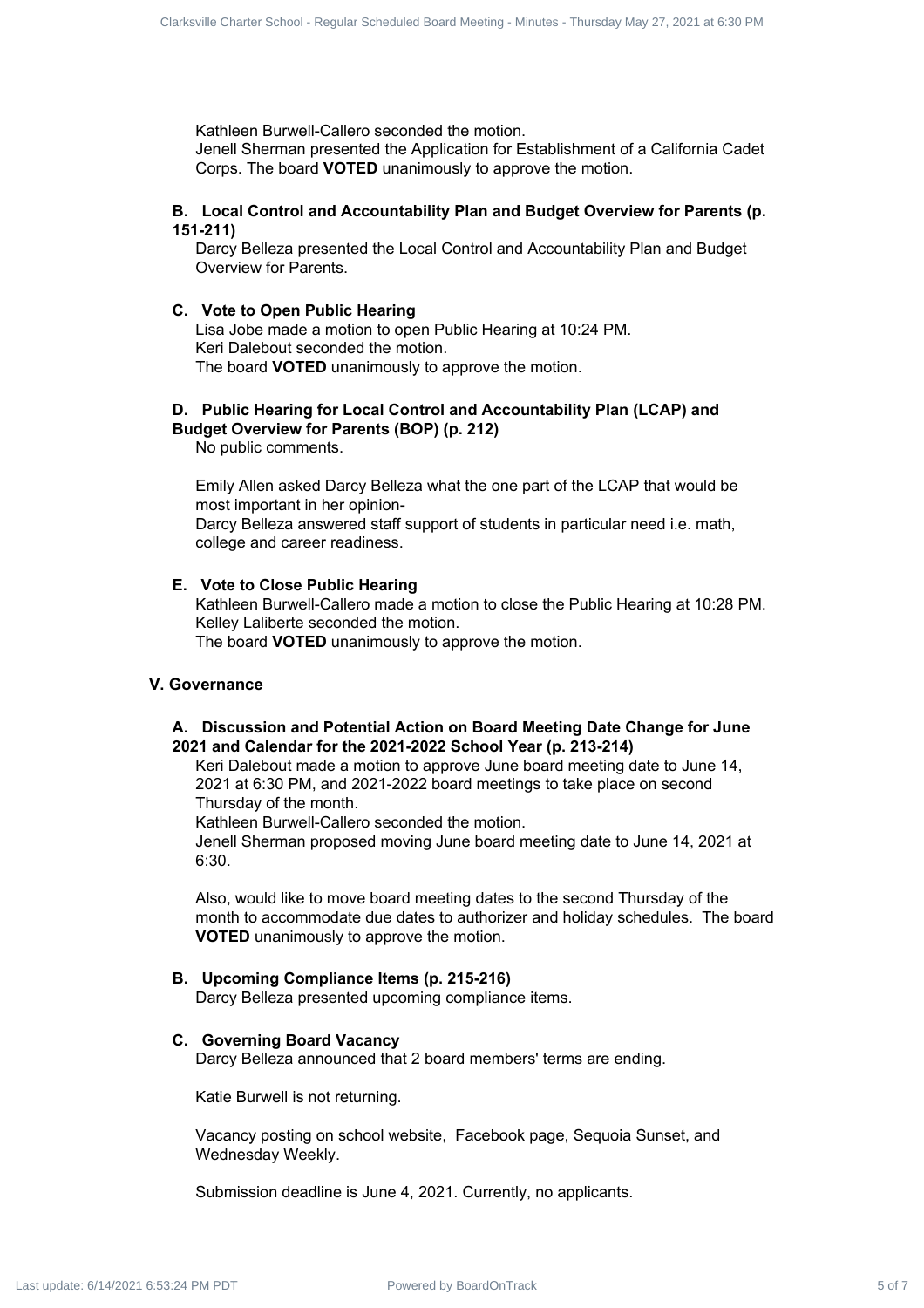Kathleen Burwell-Callero seconded the motion.
Jenell Sherman presented the Application for Establishment of a California Cadet Corps. The board **VOTED** unanimously to approve the motion.

### B. Local Control and Accountability Plan and Budget Overview for Parents (p. 151-211)

Darcy Belleza presented the Local Control and Accountability Plan and Budget Overview for Parents.

### C. Vote to Open Public Hearing

Lisa Jobe made a motion to open Public Hearing at 10:24 PM.
Keri Dalebout seconded the motion.
The board **VOTED** unanimously to approve the motion.

### D. Public Hearing for Local Control and Accountability Plan (LCAP) and Budget Overview for Parents (BOP) (p. 212)

No public comments.

Emily Allen asked Darcy Belleza what the one part of the LCAP that would be most important in her opinion-
Darcy Belleza answered staff support of students in particular need i.e. math, college and career readiness.

### E. Vote to Close Public Hearing

Kathleen Burwell-Callero made a motion to close the Public Hearing at 10:28 PM.
Kelley Laliberte seconded the motion.
The board **VOTED** unanimously to approve the motion.

## V. Governance

### A. Discussion and Potential Action on Board Meeting Date Change for June 2021 and Calendar for the 2021-2022 School Year (p. 213-214)

Keri Dalebout made a motion to approve June board meeting date to June 14, 2021 at 6:30 PM, and 2021-2022 board meetings to take place on second Thursday of the month.
Kathleen Burwell-Callero seconded the motion.
Jenell Sherman proposed moving June board meeting date to June 14, 2021 at 6:30.

Also, would like to move board meeting dates to the second Thursday of the month to accommodate due dates to authorizer and holiday schedules. The board **VOTED** unanimously to approve the motion.

### B. Upcoming Compliance Items (p. 215-216)

Darcy Belleza presented upcoming compliance items.

### C. Governing Board Vacancy

Darcy Belleza announced that 2 board members' terms are ending.

Katie Burwell is not returning.

Vacancy posting on school website, Facebook page, Sequoia Sunset, and Wednesday Weekly.

Submission deadline is June 4, 2021. Currently, no applicants.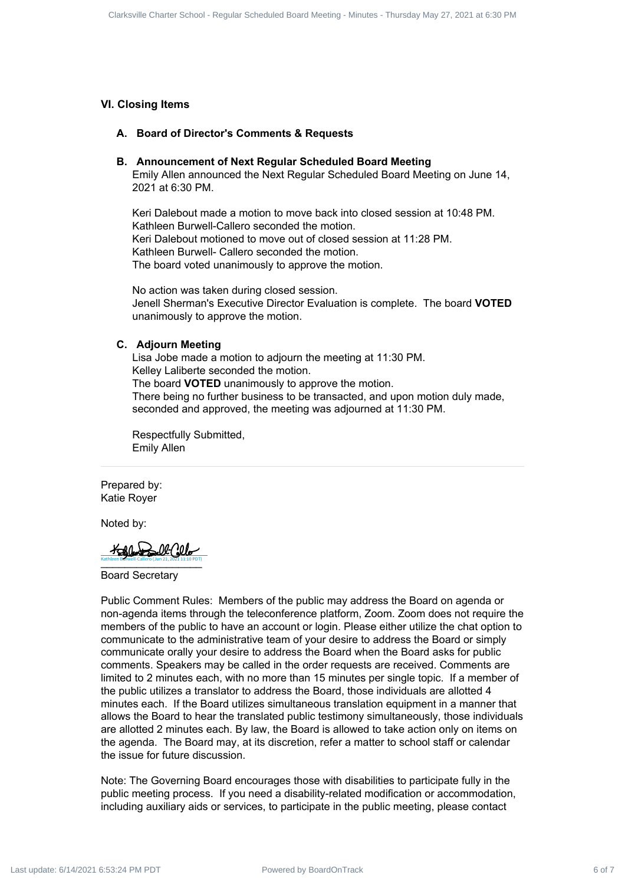## VI. Closing Items

### A. Board of Director's Comments & Requests

### B. Announcement of Next Regular Scheduled Board Meeting

Emily Allen announced the Next Regular Scheduled Board Meeting on June 14, 2021 at 6:30 PM.

Keri Dalebout made a motion to move back into closed session at 10:48 PM.
Kathleen Burwell-Callero seconded the motion.
Keri Dalebout motioned to move out of closed session at 11:28 PM.
Kathleen Burwell- Callero seconded the motion.
The board voted unanimously to approve the motion.

No action was taken during closed session.
Jenell Sherman's Executive Director Evaluation is complete. The board **VOTED** unanimously to approve the motion.

### C. Adjourn Meeting

Lisa Jobe made a motion to adjourn the meeting at 11:30 PM.
Kelley Laliberte seconded the motion.
The board **VOTED** unanimously to approve the motion.
There being no further business to be transacted, and upon motion duly made, seconded and approved, the meeting was adjourned at 11:30 PM.

Respectfully Submitted,
Emily Allen

---

Prepared by:
Katie Royer

Noted by:

Kathleen Burwell-Callero (Jun 21, 2021 11:10 PDT)

Board Secretary

Public Comment Rules: Members of the public may address the Board on agenda or non-agenda items through the teleconference platform, Zoom. Zoom does not require the members of the public to have an account or login. Please either utilize the chat option to communicate to the administrative team of your desire to address the Board or simply communicate orally your desire to address the Board when the Board asks for public comments. Speakers may be called in the order requests are received. Comments are limited to 2 minutes each, with no more than 15 minutes per single topic. If a member of the public utilizes a translator to address the Board, those individuals are allotted 4 minutes each. If the Board utilizes simultaneous translation equipment in a manner that allows the Board to hear the translated public testimony simultaneously, those individuals are allotted 2 minutes each. By law, the Board is allowed to take action only on items on the agenda. The Board may, at its discretion, refer a matter to school staff or calendar the issue for future discussion.

Note: The Governing Board encourages those with disabilities to participate fully in the public meeting process. If you need a disability-related modification or accommodation, including auxiliary aids or services, to participate in the public meeting, please contact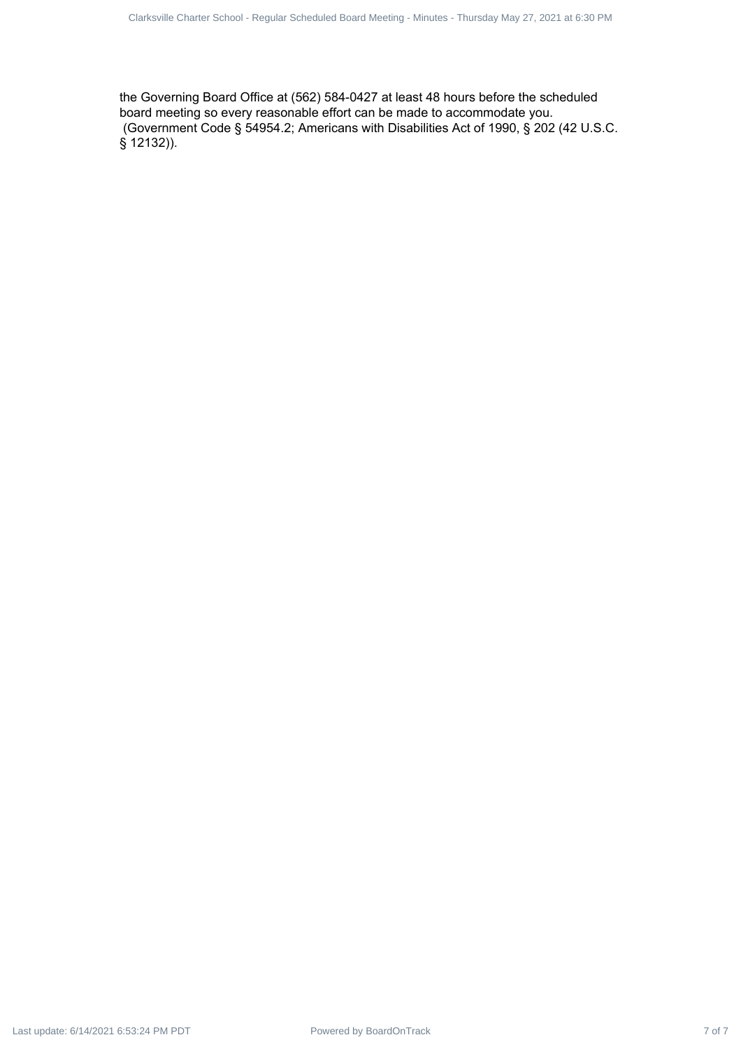the Governing Board Office at (562) 584-0427 at least 48 hours before the scheduled board meeting so every reasonable effort can be made to accommodate you.
(Government Code § 54954.2; Americans with Disabilities Act of 1990, § 202 (42 U.S.C. § 12132)).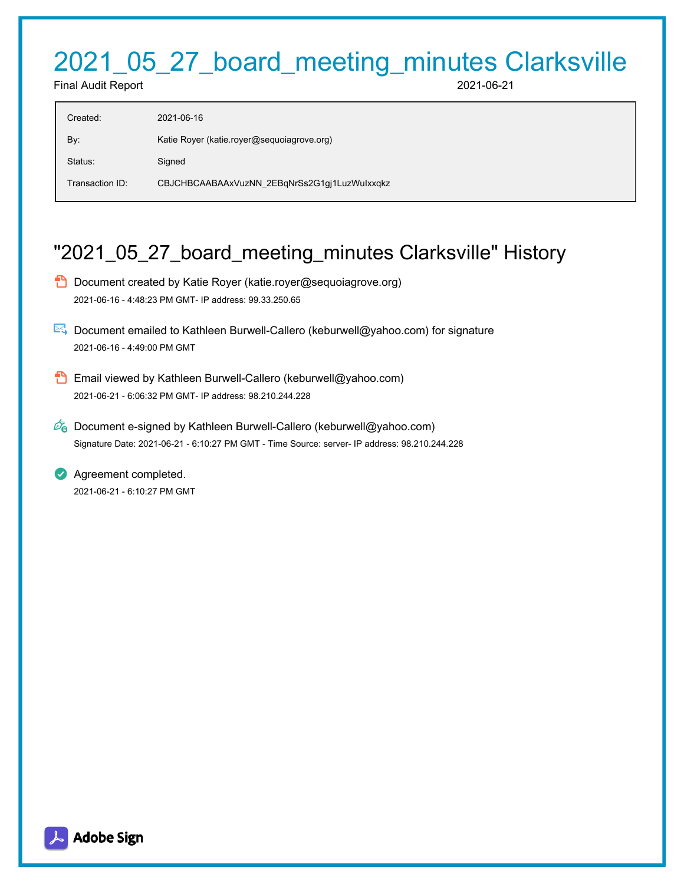# 2021_05_27_board_meeting_minutes Clarksville

Final Audit Report 2021-06-21

| | |
|---|---|
| Created: | 2021-06-16 |
| By: | Katie Royer (katie.royer@sequoiagrove.org) |
| Status: | Signed |
| Transaction ID: | CBJCHBCAABAAxVuzNN_2EBqNrSs2G1gj1LuzWuIxxqkz |

## "2021_05_27_board_meeting_minutes Clarksville" History

Document created by Katie Royer (katie.royer@sequoiagrove.org)
2021-06-16 - 4:48:23 PM GMT- IP address: 99.33.250.65

Document emailed to Kathleen Burwell-Callero (keburwell@yahoo.com) for signature
2021-06-16 - 4:49:00 PM GMT

Email viewed by Kathleen Burwell-Callero (keburwell@yahoo.com)
2021-06-21 - 6:06:32 PM GMT- IP address: 98.210.244.228

Document e-signed by Kathleen Burwell-Callero (keburwell@yahoo.com)
Signature Date: 2021-06-21 - 6:10:27 PM GMT - Time Source: server- IP address: 98.210.244.228

Agreement completed.
2021-06-21 - 6:10:27 PM GMT

Adobe Sign